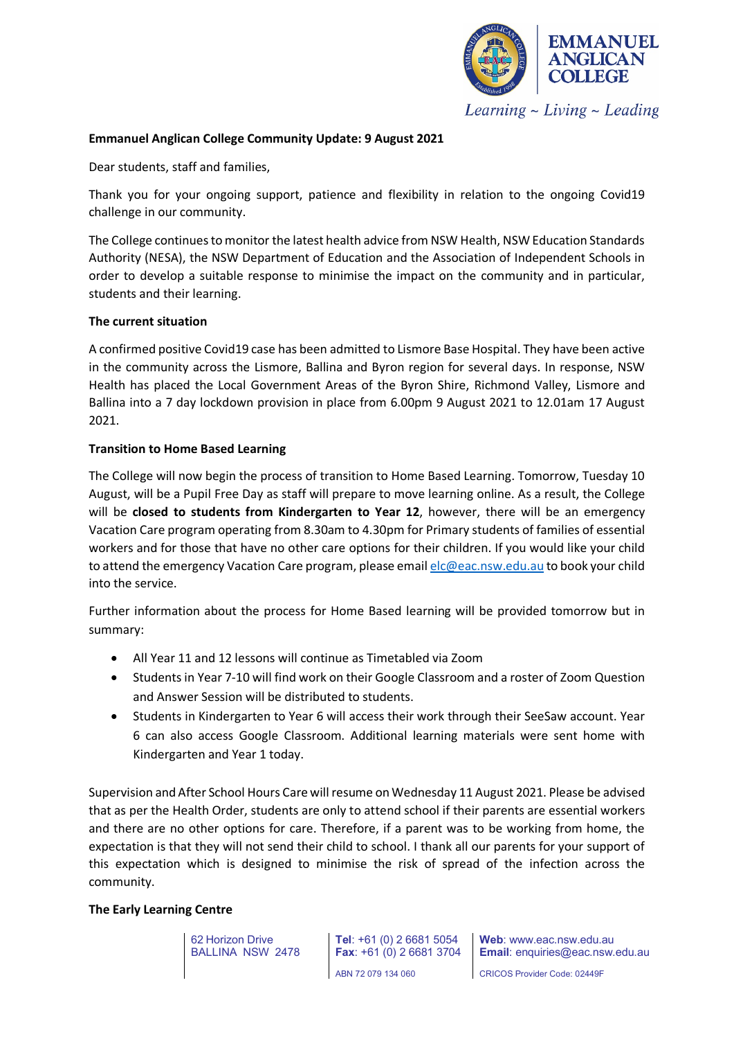**Emmanuel Anglican College Community Update: 9 August 2021**

Dear students, staff and families,

Thank you for your ongoing support, patience and flexibility in relation to the ongoing Covid19 challenge in our community.

The College continues to monitor the latest health advice from NSW Health, NSW Education Standards Authority (NESA), the NSW Department of Education and the Association of Independent Schools in order to develop a suitable response to minimise the impact on the community and in particular, students and their learning.

**The current situation**

A confirmed positive Covid19 case has been admitted to Lismore Base Hospital. They have been active in the community across the Lismore, Ballina and Byron region for several days. In response, NSW Health has placed the Local Government Areas of the Byron Shire, Richmond Valley, Lismore and Ballina into a 7 day lockdown provision in place from 6.00pm 9 August 2021 to 12.01am 17 August 2021.

**Transition to Home Based Learning**

The College will now begin the process of transition to Home Based Learning. Tomorrow, Tuesday 10 August, will be a Pupil Free Day as staff will prepare to move learning online. As a result, the College will be **closed to students from Kindergarten to Year 12**, however, there will be an emergency Vacation Care program operating from 8.30am to 4.30pm for Primary students of families of essential workers and for those that have no other care options for their children. If you would like your child to attend the emergency Vacation Care program, please email elc@eac.nsw.edu.au to book your child into the service.

Further information about the process for Home Based learning will be provided tomorrow but in summary:

- All Year 11 and 12 lessons will continue as Timetabled via Zoom
- Students in Year 7-10 will find work on their Google Classroom and a roster of Zoom Question and Answer Session will be distributed to students.
- Students in Kindergarten to Year 6 will access their work through their SeeSaw account. Year 6 can also access Google Classroom. Additional learning materials were sent home with Kindergarten and Year 1 today.

Supervision and After School Hours Care will resume on Wednesday 11 August 2021. Please be advised that as per the Health Order, students are only to attend school if their parents are essential workers and there are no other options for care. Therefore, if a parent was to be working from home, the expectation is that they will not send their child to school. I thank all our parents for your support of this expectation which is designed to minimise the risk of spread of the infection across the community.

**The Early Learning Centre**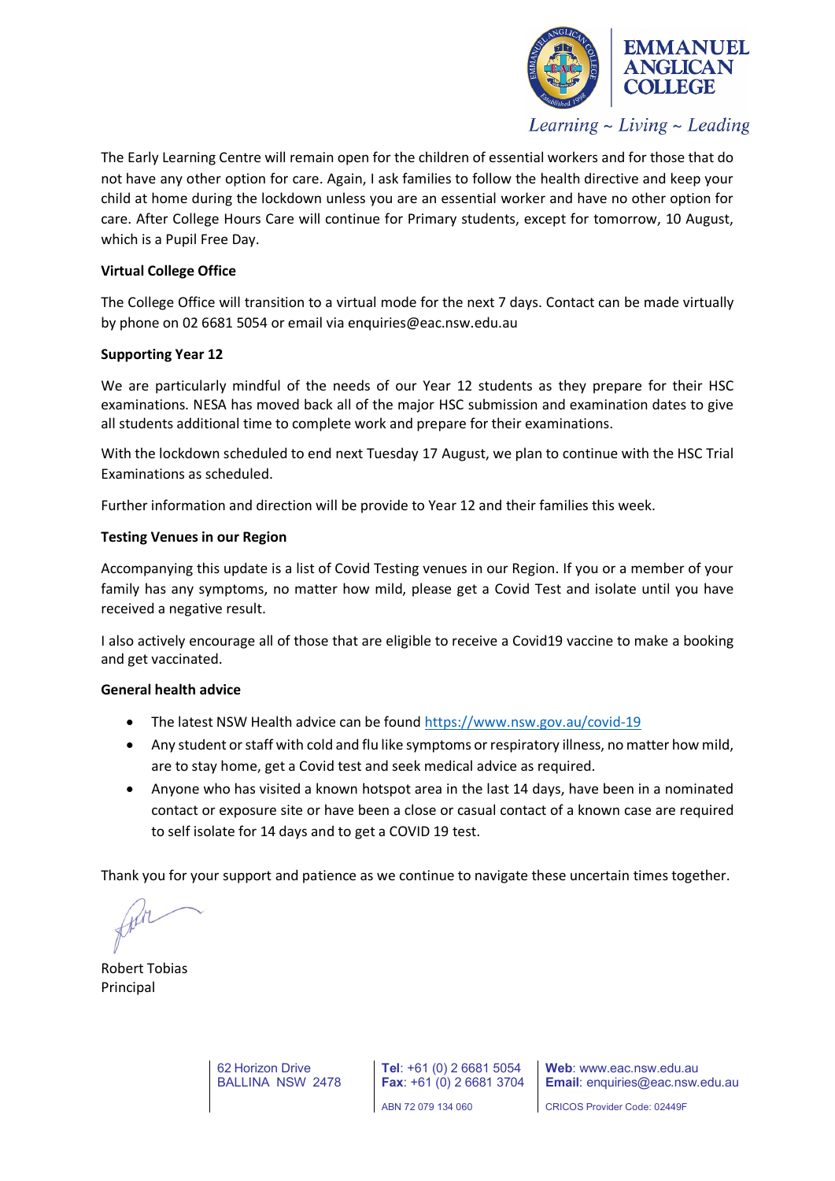The Early Learning Centre will remain open for the children of essential workers and for those that do not have any other option for care. Again, I ask families to follow the health directive and keep your child at home during the lockdown unless you are an essential worker and have no other option for care. After College Hours Care will continue for Primary students, except for tomorrow, 10 August, which is a Pupil Free Day.

**Virtual College Office**

The College Office will transition to a virtual mode for the next 7 days. Contact can be made virtually by phone on 02 6681 5054 or email via enquiries@eac.nsw.edu.au

**Supporting Year 12**

We are particularly mindful of the needs of our Year 12 students as they prepare for their HSC examinations. NESA has moved back all of the major HSC submission and examination dates to give all students additional time to complete work and prepare for their examinations.

With the lockdown scheduled to end next Tuesday 17 August, we plan to continue with the HSC Trial Examinations as scheduled.

Further information and direction will be provide to Year 12 and their families this week.

**Testing Venues in our Region**

Accompanying this update is a list of Covid Testing venues in our Region. If you or a member of your family has any symptoms, no matter how mild, please get a Covid Test and isolate until you have received a negative result.

I also actively encourage all of those that are eligible to receive a Covid19 vaccine to make a booking and get vaccinated.

**General health advice**

- The latest NSW Health advice can be found https://www.nsw.gov.au/covid-19
- Any student or staff with cold and flu like symptoms or respiratory illness, no matter how mild, are to stay home, get a Covid test and seek medical advice as required.
- Anyone who has visited a known hotspot area in the last 14 days, have been in a nominated contact or exposure site or have been a close or casual contact of a known case are required to self isolate for 14 days and to get a COVID 19 test.

Thank you for your support and patience as we continue to navigate these uncertain times together.

Robert Tobias
Principal